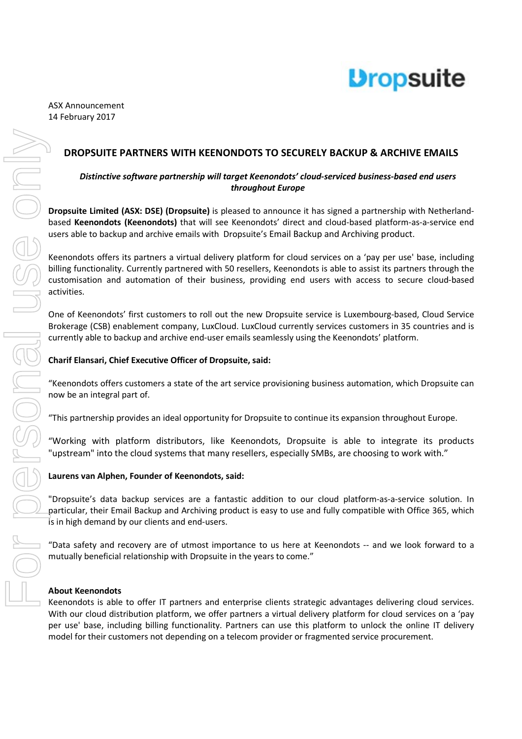ASX Announcement
14 February 2017

## DROPSUITE PARTNERS WITH KEENONDOTS TO SECURELY BACKUP & ARCHIVE EMAILS

***Distinctive software partnership will target Keenondots' cloud-serviced business-based end users throughout Europe***

**Dropsuite Limited (ASX: DSE) (Dropsuite)** is pleased to announce it has signed a partnership with Netherland-based **Keenondots (Keenondots)** that will see Keenondots' direct and cloud-based platform-as-a-service end users able to backup and archive emails with Dropsuite's Email Backup and Archiving product.

Keenondots offers its partners a virtual delivery platform for cloud services on a 'pay per use' base, including billing functionality. Currently partnered with 50 resellers, Keenondots is able to assist its partners through the customisation and automation of their business, providing end users with access to secure cloud-based activities.

One of Keenondots' first customers to roll out the new Dropsuite service is Luxembourg-based, Cloud Service Brokerage (CSB) enablement company, LuxCloud. LuxCloud currently services customers in 35 countries and is currently able to backup and archive end-user emails seamlessly using the Keenondots' platform.

**Charif Elansari, Chief Executive Officer of Dropsuite, said:**

"Keenondots offers customers a state of the art service provisioning business automation, which Dropsuite can now be an integral part of.

"This partnership provides an ideal opportunity for Dropsuite to continue its expansion throughout Europe.

"Working with platform distributors, like Keenondots, Dropsuite is able to integrate its products "upstream" into the cloud systems that many resellers, especially SMBs, are choosing to work with."

**Laurens van Alphen, Founder of Keenondots, said:**

"Dropsuite's data backup services are a fantastic addition to our cloud platform-as-a-service solution. In particular, their Email Backup and Archiving product is easy to use and fully compatible with Office 365, which is in high demand by our clients and end-users.

"Data safety and recovery are of utmost importance to us here at Keenondots -- and we look forward to a mutually beneficial relationship with Dropsuite in the years to come."

**About Keenondots**

Keenondots is able to offer IT partners and enterprise clients strategic advantages delivering cloud services. With our cloud distribution platform, we offer partners a virtual delivery platform for cloud services on a 'pay per use' base, including billing functionality. Partners can use this platform to unlock the online IT delivery model for their customers not depending on a telecom provider or fragmented service procurement.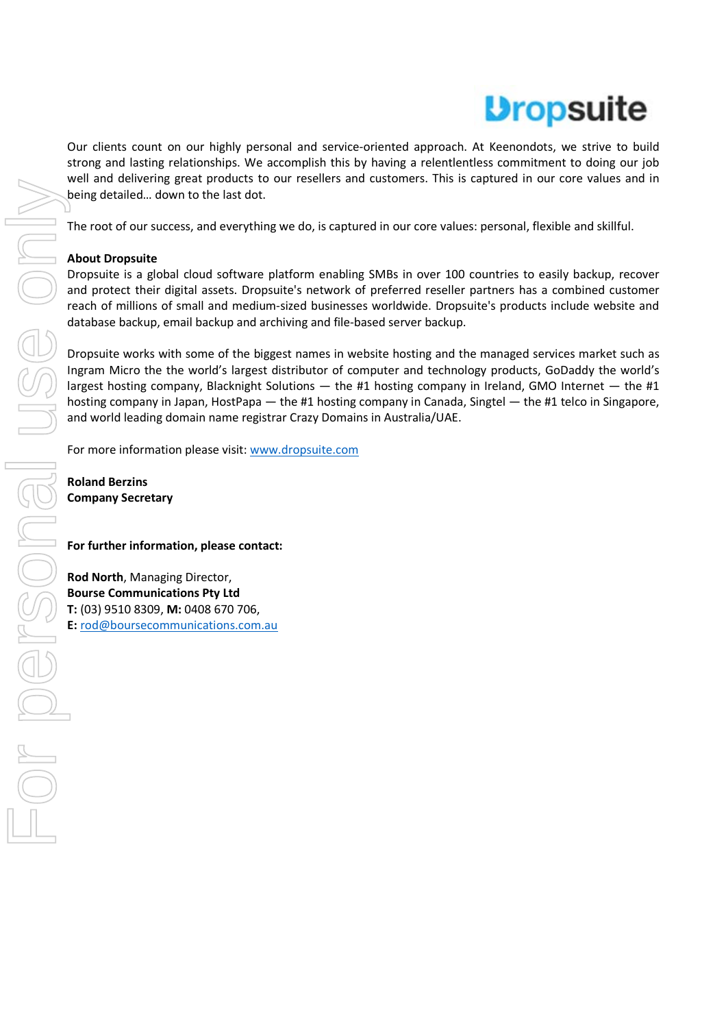Our clients count on our highly personal and service-oriented approach. At Keenondots, we strive to build strong and lasting relationships. We accomplish this by having a relentlentless commitment to doing our job well and delivering great products to our resellers and customers. This is captured in our core values and in being detailed… down to the last dot.

The root of our success, and everything we do, is captured in our core values: personal, flexible and skillful.

**About Dropsuite**

Dropsuite is a global cloud software platform enabling SMBs in over 100 countries to easily backup, recover and protect their digital assets. Dropsuite's network of preferred reseller partners has a combined customer reach of millions of small and medium-sized businesses worldwide. Dropsuite's products include website and database backup, email backup and archiving and file-based server backup.

Dropsuite works with some of the biggest names in website hosting and the managed services market such as Ingram Micro the the world's largest distributor of computer and technology products, GoDaddy the world's largest hosting company, Blacknight Solutions — the #1 hosting company in Ireland, GMO Internet — the #1 hosting company in Japan, HostPapa — the #1 hosting company in Canada, Singtel — the #1 telco in Singapore, and world leading domain name registrar Crazy Domains in Australia/UAE.

For more information please visit: www.dropsuite.com

**Roland Berzins**
**Company Secretary**

**For further information, please contact:**

**Rod North**, Managing Director,
**Bourse Communications Pty Ltd**
**T:** (03) 9510 8309, **M:** 0408 670 706,
**E:** rod@boursecommunications.com.au